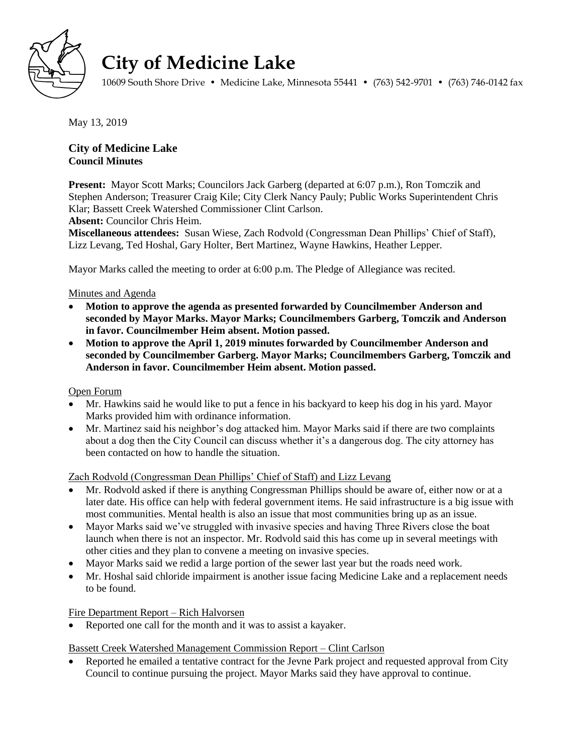# City of Medicine Lake

10609 South Shore Drive • Medicine Lake, Minnesota 55441 • (763) 542-9701 • (763) 746-0142 fax

May 13, 2019

**City of Medicine Lake**
**Council Minutes**

**Present:** Mayor Scott Marks; Councilors Jack Garberg (departed at 6:07 p.m.), Ron Tomczik and Stephen Anderson; Treasurer Craig Kile; City Clerk Nancy Pauly; Public Works Superintendent Chris Klar; Bassett Creek Watershed Commissioner Clint Carlson.
**Absent:** Councilor Chris Heim.
**Miscellaneous attendees:** Susan Wiese, Zach Rodvold (Congressman Dean Phillips' Chief of Staff), Lizz Levang, Ted Hoshal, Gary Holter, Bert Martinez, Wayne Hawkins, Heather Lepper.

Mayor Marks called the meeting to order at 6:00 p.m. The Pledge of Allegiance was recited.

Minutes and Agenda

- **Motion to approve the agenda as presented forwarded by Councilmember Anderson and seconded by Mayor Marks. Mayor Marks; Councilmembers Garberg, Tomczik and Anderson in favor. Councilmember Heim absent. Motion passed.**
- **Motion to approve the April 1, 2019 minutes forwarded by Councilmember Anderson and seconded by Councilmember Garberg. Mayor Marks; Councilmembers Garberg, Tomczik and Anderson in favor. Councilmember Heim absent. Motion passed.**

Open Forum

- Mr. Hawkins said he would like to put a fence in his backyard to keep his dog in his yard. Mayor Marks provided him with ordinance information.
- Mr. Martinez said his neighbor's dog attacked him. Mayor Marks said if there are two complaints about a dog then the City Council can discuss whether it's a dangerous dog. The city attorney has been contacted on how to handle the situation.

Zach Rodvold (Congressman Dean Phillips' Chief of Staff) and Lizz Levang

- Mr. Rodvold asked if there is anything Congressman Phillips should be aware of, either now or at a later date. His office can help with federal government items. He said infrastructure is a big issue with most communities. Mental health is also an issue that most communities bring up as an issue.
- Mayor Marks said we've struggled with invasive species and having Three Rivers close the boat launch when there is not an inspector. Mr. Rodvold said this has come up in several meetings with other cities and they plan to convene a meeting on invasive species.
- Mayor Marks said we redid a large portion of the sewer last year but the roads need work.
- Mr. Hoshal said chloride impairment is another issue facing Medicine Lake and a replacement needs to be found.

Fire Department Report – Rich Halvorsen

- Reported one call for the month and it was to assist a kayaker.

Bassett Creek Watershed Management Commission Report – Clint Carlson

- Reported he emailed a tentative contract for the Jevne Park project and requested approval from City Council to continue pursuing the project. Mayor Marks said they have approval to continue.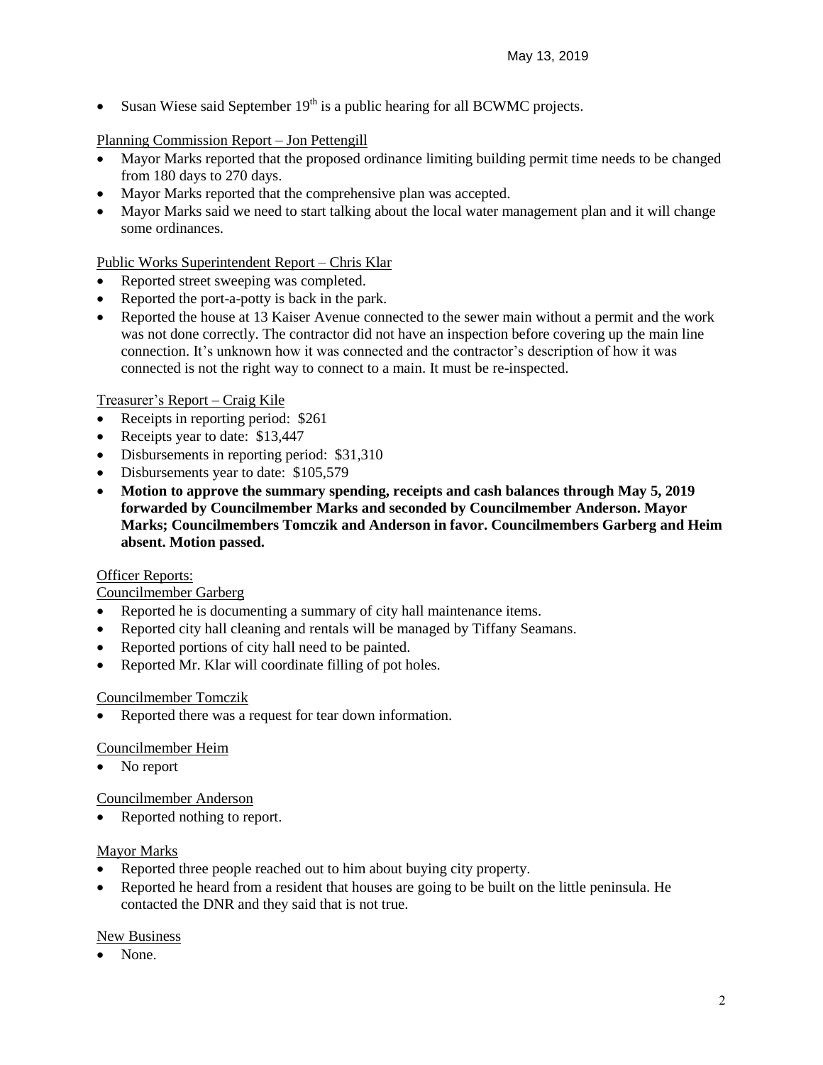- Susan Wiese said September 19th is a public hearing for all BCWMC projects.

Planning Commission Report – Jon Pettengill

- Mayor Marks reported that the proposed ordinance limiting building permit time needs to be changed from 180 days to 270 days.
- Mayor Marks reported that the comprehensive plan was accepted.
- Mayor Marks said we need to start talking about the local water management plan and it will change some ordinances.

Public Works Superintendent Report – Chris Klar

- Reported street sweeping was completed.
- Reported the port-a-potty is back in the park.
- Reported the house at 13 Kaiser Avenue connected to the sewer main without a permit and the work was not done correctly. The contractor did not have an inspection before covering up the main line connection. It's unknown how it was connected and the contractor's description of how it was connected is not the right way to connect to a main. It must be re-inspected.

Treasurer's Report – Craig Kile

- Receipts in reporting period: $261
- Receipts year to date: $13,447
- Disbursements in reporting period: $31,310
- Disbursements year to date: $105,579
- **Motion to approve the summary spending, receipts and cash balances through May 5, 2019 forwarded by Councilmember Marks and seconded by Councilmember Anderson. Mayor Marks; Councilmembers Tomczik and Anderson in favor. Councilmembers Garberg and Heim absent. Motion passed.**

Officer Reports:

Councilmember Garberg

- Reported he is documenting a summary of city hall maintenance items.
- Reported city hall cleaning and rentals will be managed by Tiffany Seamans.
- Reported portions of city hall need to be painted.
- Reported Mr. Klar will coordinate filling of pot holes.

Councilmember Tomczik

- Reported there was a request for tear down information.

Councilmember Heim

- No report

Councilmember Anderson

- Reported nothing to report.

Mayor Marks

- Reported three people reached out to him about buying city property.
- Reported he heard from a resident that houses are going to be built on the little peninsula. He contacted the DNR and they said that is not true.

New Business

- None.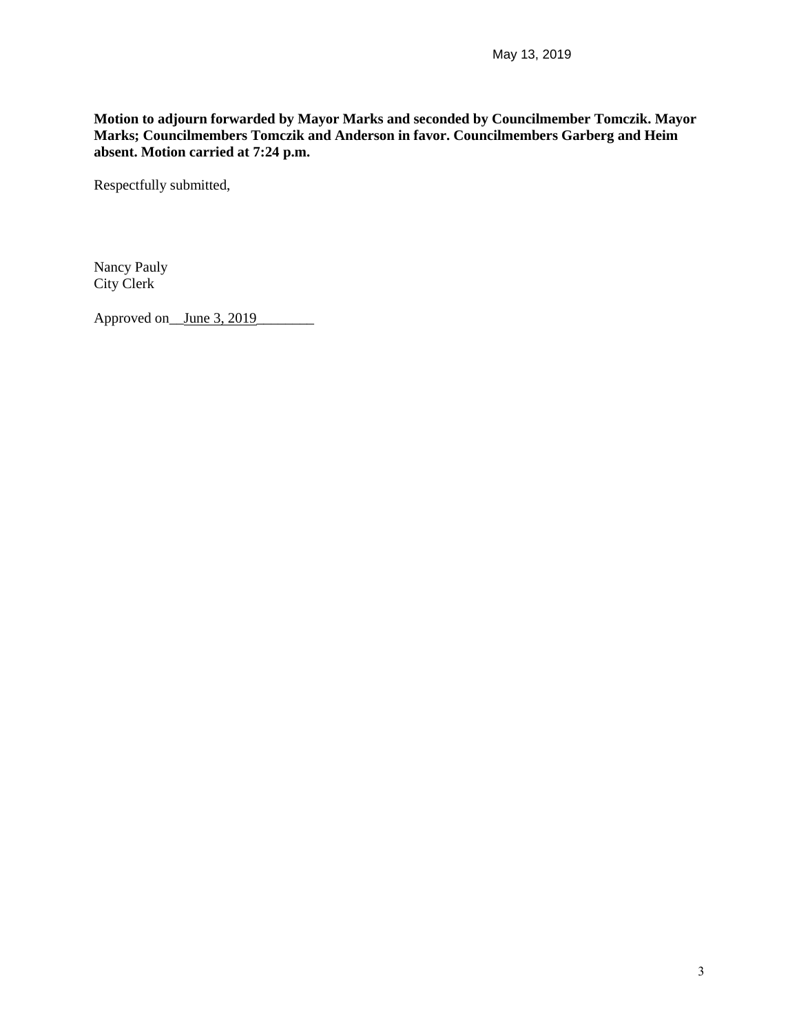**Motion to adjourn forwarded by Mayor Marks and seconded by Councilmember Tomczik. Mayor Marks; Councilmembers Tomczik and Anderson in favor. Councilmembers Garberg and Heim absent. Motion carried at 7:24 p.m.**

Respectfully submitted,

Nancy Pauly
City Clerk

Approved on__June 3, 2019________